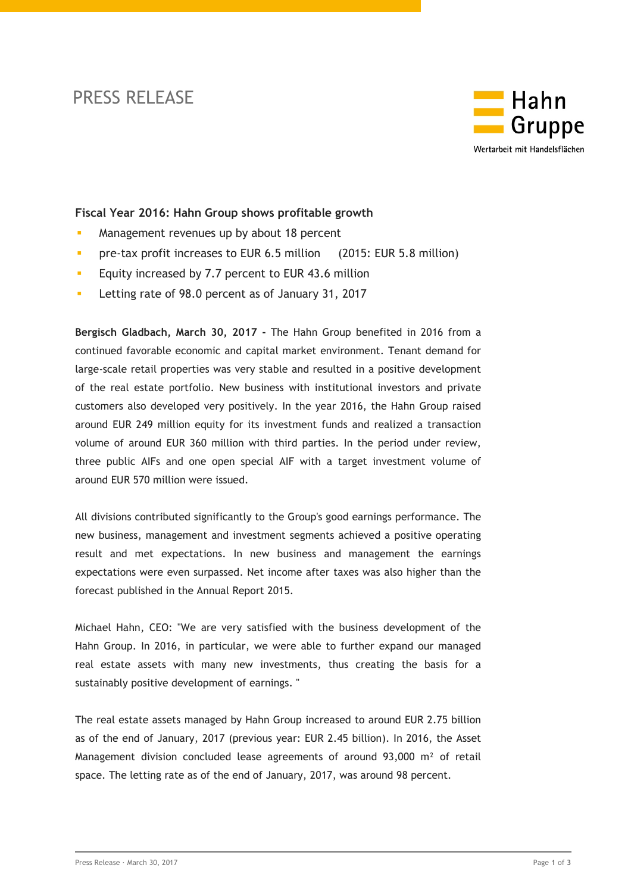# PRESS RELEASE

Hahn Gruppe
Wertarbeit mit Handelsflächen

## Fiscal Year 2016: Hahn Group shows profitable growth

- Management revenues up by about 18 percent
- pre-tax profit increases to EUR 6.5 million (2015: EUR 5.8 million)
- Equity increased by 7.7 percent to EUR 43.6 million
- Letting rate of 98.0 percent as of January 31, 2017

**Bergisch Gladbach, March 30, 2017 -** The Hahn Group benefited in 2016 from a continued favorable economic and capital market environment. Tenant demand for large-scale retail properties was very stable and resulted in a positive development of the real estate portfolio. New business with institutional investors and private customers also developed very positively. In the year 2016, the Hahn Group raised around EUR 249 million equity for its investment funds and realized a transaction volume of around EUR 360 million with third parties. In the period under review, three public AIFs and one open special AIF with a target investment volume of around EUR 570 million were issued.

All divisions contributed significantly to the Group's good earnings performance. The new business, management and investment segments achieved a positive operating result and met expectations. In new business and management the earnings expectations were even surpassed. Net income after taxes was also higher than the forecast published in the Annual Report 2015.

Michael Hahn, CEO: "We are very satisfied with the business development of the Hahn Group. In 2016, in particular, we were able to further expand our managed real estate assets with many new investments, thus creating the basis for a sustainably positive development of earnings. "

The real estate assets managed by Hahn Group increased to around EUR 2.75 billion as of the end of January, 2017 (previous year: EUR 2.45 billion). In 2016, the Asset Management division concluded lease agreements of around 93,000 m² of retail space. The letting rate as of the end of January, 2017, was around 98 percent.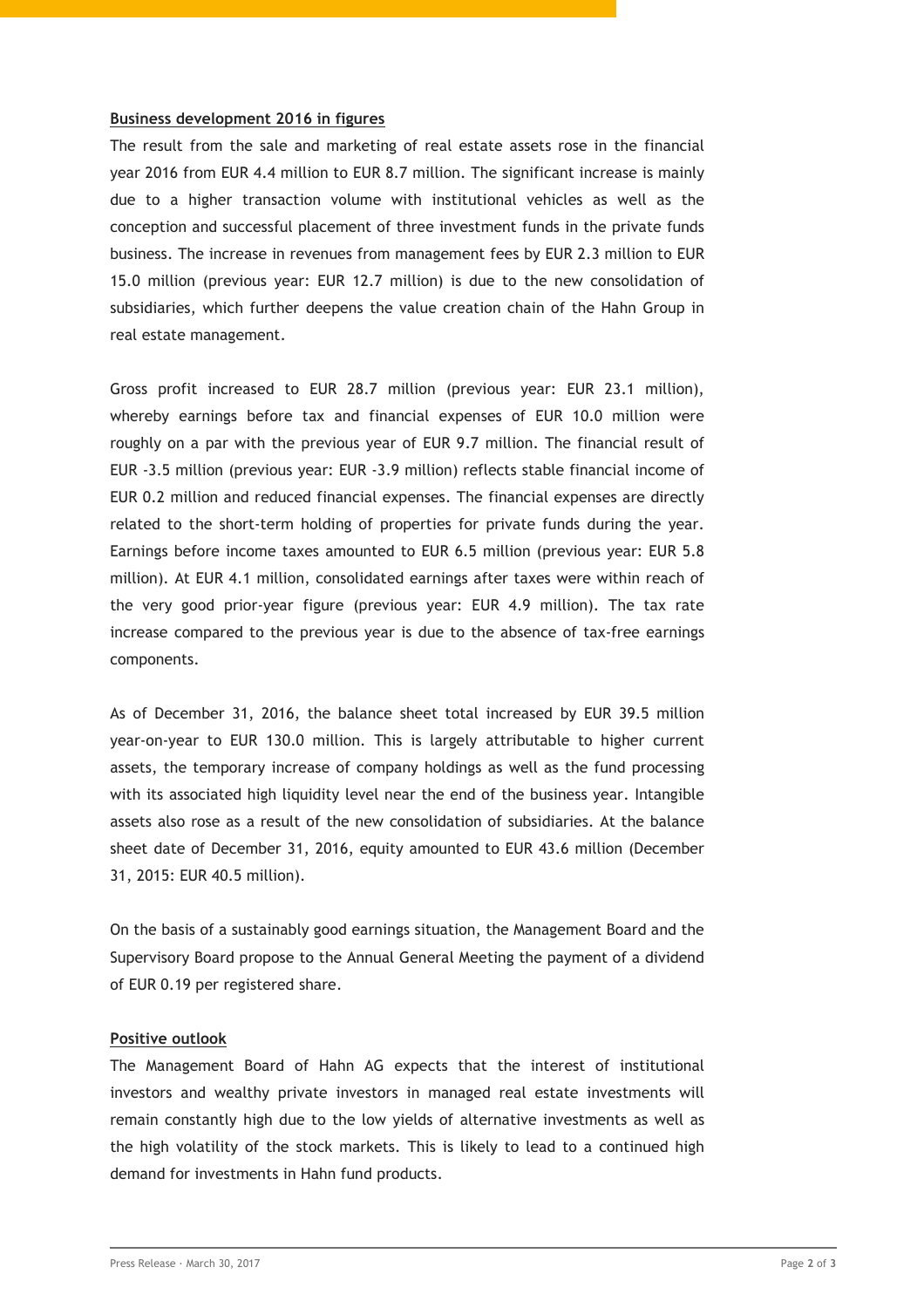**Business development 2016 in figures**

The result from the sale and marketing of real estate assets rose in the financial year 2016 from EUR 4.4 million to EUR 8.7 million. The significant increase is mainly due to a higher transaction volume with institutional vehicles as well as the conception and successful placement of three investment funds in the private funds business. The increase in revenues from management fees by EUR 2.3 million to EUR 15.0 million (previous year: EUR 12.7 million) is due to the new consolidation of subsidiaries, which further deepens the value creation chain of the Hahn Group in real estate management.

Gross profit increased to EUR 28.7 million (previous year: EUR 23.1 million), whereby earnings before tax and financial expenses of EUR 10.0 million were roughly on a par with the previous year of EUR 9.7 million. The financial result of EUR -3.5 million (previous year: EUR -3.9 million) reflects stable financial income of EUR 0.2 million and reduced financial expenses. The financial expenses are directly related to the short-term holding of properties for private funds during the year. Earnings before income taxes amounted to EUR 6.5 million (previous year: EUR 5.8 million). At EUR 4.1 million, consolidated earnings after taxes were within reach of the very good prior-year figure (previous year: EUR 4.9 million). The tax rate increase compared to the previous year is due to the absence of tax-free earnings components.

As of December 31, 2016, the balance sheet total increased by EUR 39.5 million year-on-year to EUR 130.0 million. This is largely attributable to higher current assets, the temporary increase of company holdings as well as the fund processing with its associated high liquidity level near the end of the business year. Intangible assets also rose as a result of the new consolidation of subsidiaries. At the balance sheet date of December 31, 2016, equity amounted to EUR 43.6 million (December 31, 2015: EUR 40.5 million).

On the basis of a sustainably good earnings situation, the Management Board and the Supervisory Board propose to the Annual General Meeting the payment of a dividend of EUR 0.19 per registered share.

**Positive outlook**

The Management Board of Hahn AG expects that the interest of institutional investors and wealthy private investors in managed real estate investments will remain constantly high due to the low yields of alternative investments as well as the high volatility of the stock markets. This is likely to lead to a continued high demand for investments in Hahn fund products.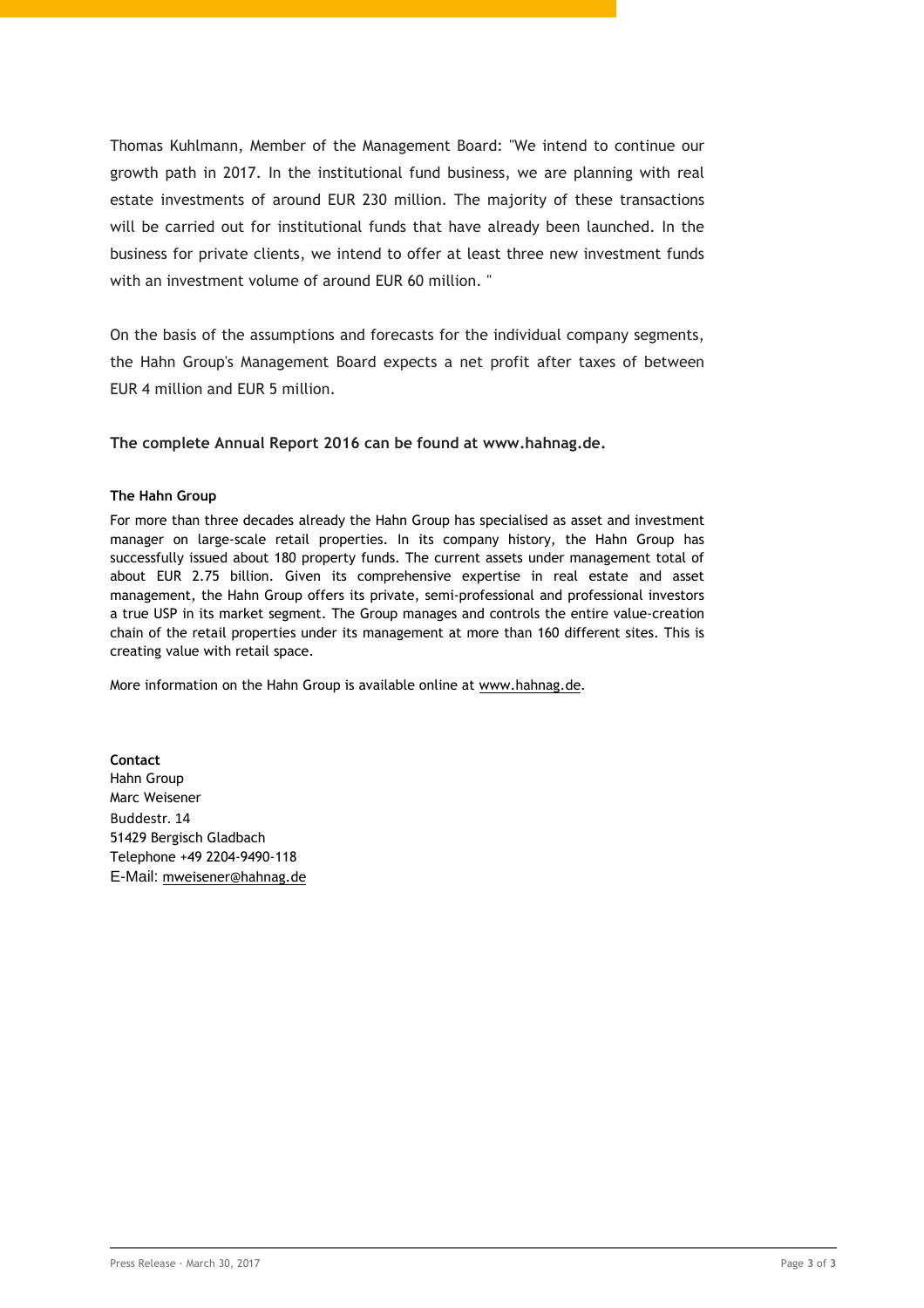Thomas Kuhlmann, Member of the Management Board: "We intend to continue our growth path in 2017. In the institutional fund business, we are planning with real estate investments of around EUR 230 million. The majority of these transactions will be carried out for institutional funds that have already been launched. In the business for private clients, we intend to offer at least three new investment funds with an investment volume of around EUR 60 million. "

On the basis of the assumptions and forecasts for the individual company segments, the Hahn Group's Management Board expects a net profit after taxes of between EUR 4 million and EUR 5 million.

**The complete Annual Report 2016 can be found at www.hahnag.de.**

**The Hahn Group**

For more than three decades already the Hahn Group has specialised as asset and investment manager on large-scale retail properties. In its company history, the Hahn Group has successfully issued about 180 property funds. The current assets under management total of about EUR 2.75 billion. Given its comprehensive expertise in real estate and asset management, the Hahn Group offers its private, semi-professional and professional investors a true USP in its market segment. The Group manages and controls the entire value-creation chain of the retail properties under its management at more than 160 different sites. This is creating value with retail space.

More information on the Hahn Group is available online at www.hahnag.de.

**Contact**
Hahn Group
Marc Weisener
Buddestr. 14
51429 Bergisch Gladbach
Telephone +49 2204-9490-118
E-Mail: mweisener@hahnag.de